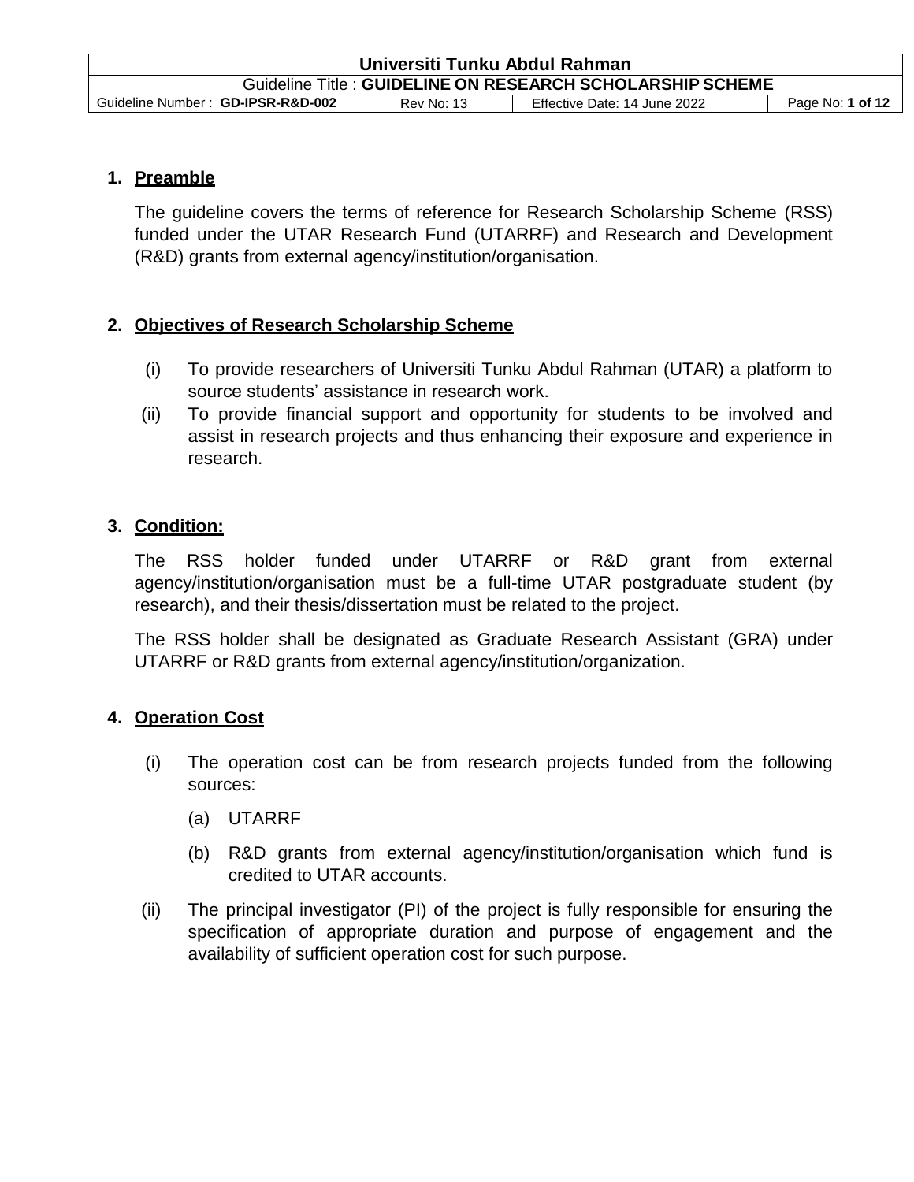## 1. Preamble

The guideline covers the terms of reference for Research Scholarship Scheme (RSS) funded under the UTAR Research Fund (UTARRF) and Research and Development (R&D) grants from external agency/institution/organisation.

## 2. Objectives of Research Scholarship Scheme

(i) To provide researchers of Universiti Tunku Abdul Rahman (UTAR) a platform to source students' assistance in research work.

(ii) To provide financial support and opportunity for students to be involved and assist in research projects and thus enhancing their exposure and experience in research.

## 3. Condition:

The RSS holder funded under UTARRF or R&D grant from external agency/institution/organisation must be a full-time UTAR postgraduate student (by research), and their thesis/dissertation must be related to the project.

The RSS holder shall be designated as Graduate Research Assistant (GRA) under UTARRF or R&D grants from external agency/institution/organization.

## 4. Operation Cost

(i) The operation cost can be from research projects funded from the following sources:

   (a) UTARRF

   (b) R&D grants from external agency/institution/organisation which fund is credited to UTAR accounts.

(ii) The principal investigator (PI) of the project is fully responsible for ensuring the specification of appropriate duration and purpose of engagement and the availability of sufficient operation cost for such purpose.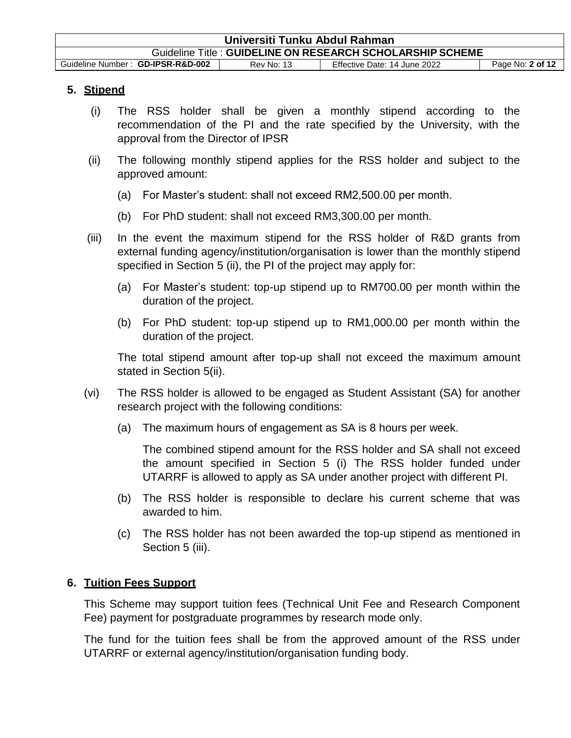## 5. Stipend

(i) The RSS holder shall be given a monthly stipend according to the recommendation of the PI and the rate specified by the University, with the approval from the Director of IPSR

(ii) The following monthly stipend applies for the RSS holder and subject to the approved amount:

  (a) For Master's student: shall not exceed RM2,500.00 per month.

  (b) For PhD student: shall not exceed RM3,300.00 per month.

(iii) In the event the maximum stipend for the RSS holder of R&D grants from external funding agency/institution/organisation is lower than the monthly stipend specified in Section 5 (ii), the PI of the project may apply for:

  (a) For Master's student: top-up stipend up to RM700.00 per month within the duration of the project.

  (b) For PhD student: top-up stipend up to RM1,000.00 per month within the duration of the project.

  The total stipend amount after top-up shall not exceed the maximum amount stated in Section 5(ii).

(vi) The RSS holder is allowed to be engaged as Student Assistant (SA) for another research project with the following conditions:

  (a) The maximum hours of engagement as SA is 8 hours per week.

  The combined stipend amount for the RSS holder and SA shall not exceed the amount specified in Section 5 (i) The RSS holder funded under UTARRF is allowed to apply as SA under another project with different PI.

  (b) The RSS holder is responsible to declare his current scheme that was awarded to him.

  (c) The RSS holder has not been awarded the top-up stipend as mentioned in Section 5 (iii).

## 6. Tuition Fees Support

This Scheme may support tuition fees (Technical Unit Fee and Research Component Fee) payment for postgraduate programmes by research mode only.

The fund for the tuition fees shall be from the approved amount of the RSS under UTARRF or external agency/institution/organisation funding body.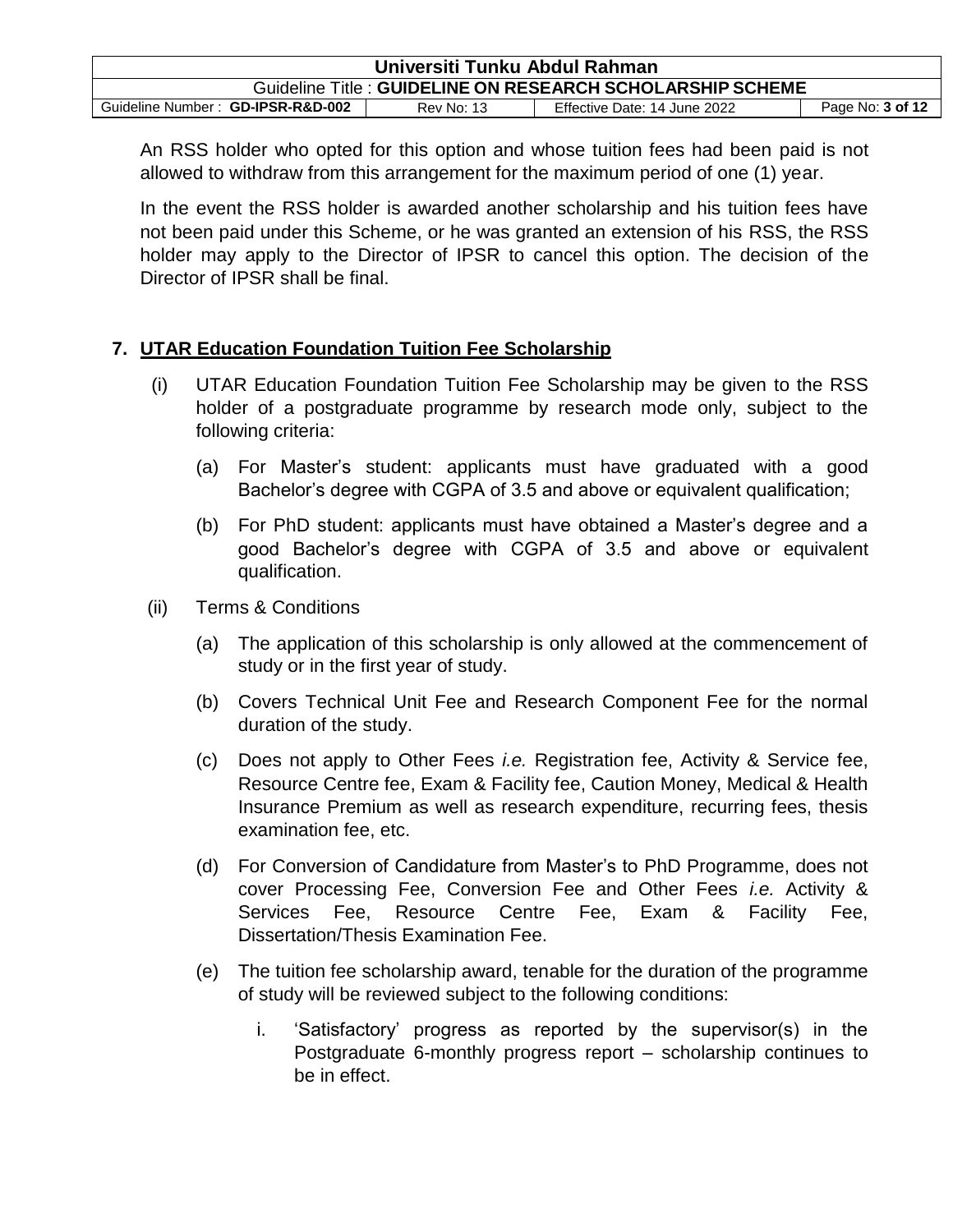An RSS holder who opted for this option and whose tuition fees had been paid is not allowed to withdraw from this arrangement for the maximum period of one (1) year.

In the event the RSS holder is awarded another scholarship and his tuition fees have not been paid under this Scheme, or he was granted an extension of his RSS, the RSS holder may apply to the Director of IPSR to cancel this option. The decision of the Director of IPSR shall be final.

## 7. UTAR Education Foundation Tuition Fee Scholarship

(i) UTAR Education Foundation Tuition Fee Scholarship may be given to the RSS holder of a postgraduate programme by research mode only, subject to the following criteria:

   (a) For Master's student: applicants must have graduated with a good Bachelor's degree with CGPA of 3.5 and above or equivalent qualification;

   (b) For PhD student: applicants must have obtained a Master's degree and a good Bachelor's degree with CGPA of 3.5 and above or equivalent qualification.

(ii) Terms & Conditions

   (a) The application of this scholarship is only allowed at the commencement of study or in the first year of study.

   (b) Covers Technical Unit Fee and Research Component Fee for the normal duration of the study.

   (c) Does not apply to Other Fees *i.e.* Registration fee, Activity & Service fee, Resource Centre fee, Exam & Facility fee, Caution Money, Medical & Health Insurance Premium as well as research expenditure, recurring fees, thesis examination fee, etc.

   (d) For Conversion of Candidature from Master's to PhD Programme, does not cover Processing Fee, Conversion Fee and Other Fees *i.e.* Activity & Services Fee, Resource Centre Fee, Exam & Facility Fee, Dissertation/Thesis Examination Fee.

   (e) The tuition fee scholarship award, tenable for the duration of the programme of study will be reviewed subject to the following conditions:

      i. 'Satisfactory' progress as reported by the supervisor(s) in the Postgraduate 6-monthly progress report – scholarship continues to be in effect.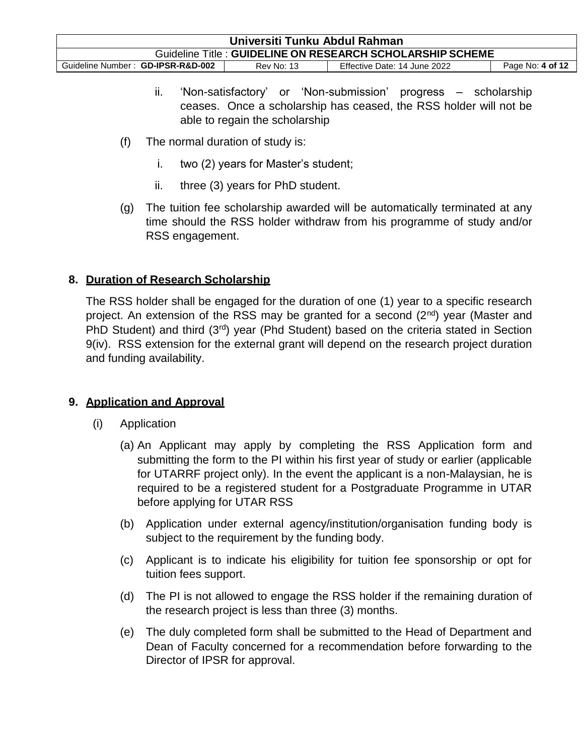ii. 'Non-satisfactory' or 'Non-submission' progress – scholarship ceases. Once a scholarship has ceased, the RSS holder will not be able to regain the scholarship

(f) The normal duration of study is:

i. two (2) years for Master's student;

ii. three (3) years for PhD student.

(g) The tuition fee scholarship awarded will be automatically terminated at any time should the RSS holder withdraw from his programme of study and/or RSS engagement.

## 8. Duration of Research Scholarship

The RSS holder shall be engaged for the duration of one (1) year to a specific research project. An extension of the RSS may be granted for a second (2nd) year (Master and PhD Student) and third (3rd) year (Phd Student) based on the criteria stated in Section 9(iv). RSS extension for the external grant will depend on the research project duration and funding availability.

## 9. Application and Approval

(i) Application

(a) An Applicant may apply by completing the RSS Application form and submitting the form to the PI within his first year of study or earlier (applicable for UTARRF project only). In the event the applicant is a non-Malaysian, he is required to be a registered student for a Postgraduate Programme in UTAR before applying for UTAR RSS

(b) Application under external agency/institution/organisation funding body is subject to the requirement by the funding body.

(c) Applicant is to indicate his eligibility for tuition fee sponsorship or opt for tuition fees support.

(d) The PI is not allowed to engage the RSS holder if the remaining duration of the research project is less than three (3) months.

(e) The duly completed form shall be submitted to the Head of Department and Dean of Faculty concerned for a recommendation before forwarding to the Director of IPSR for approval.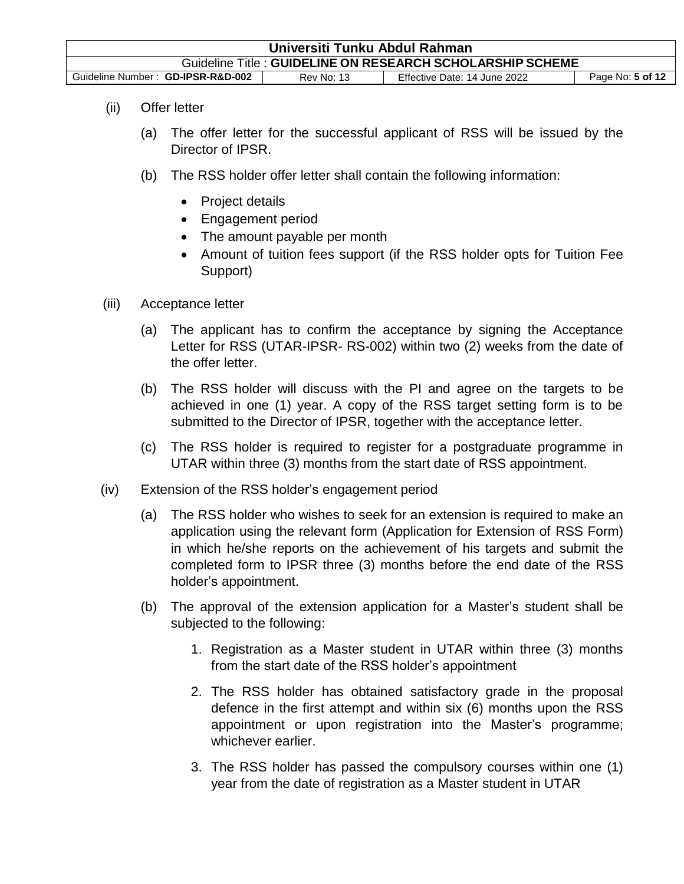(ii) Offer letter

(a) The offer letter for the successful applicant of RSS will be issued by the Director of IPSR.

(b) The RSS holder offer letter shall contain the following information:

- Project details
- Engagement period
- The amount payable per month
- Amount of tuition fees support (if the RSS holder opts for Tuition Fee Support)

(iii) Acceptance letter

(a) The applicant has to confirm the acceptance by signing the Acceptance Letter for RSS (UTAR-IPSR- RS-002) within two (2) weeks from the date of the offer letter.

(b) The RSS holder will discuss with the PI and agree on the targets to be achieved in one (1) year. A copy of the RSS target setting form is to be submitted to the Director of IPSR, together with the acceptance letter.

(c) The RSS holder is required to register for a postgraduate programme in UTAR within three (3) months from the start date of RSS appointment.

(iv) Extension of the RSS holder's engagement period

(a) The RSS holder who wishes to seek for an extension is required to make an application using the relevant form (Application for Extension of RSS Form) in which he/she reports on the achievement of his targets and submit the completed form to IPSR three (3) months before the end date of the RSS holder's appointment.

(b) The approval of the extension application for a Master's student shall be subjected to the following:

1. Registration as a Master student in UTAR within three (3) months from the start date of the RSS holder's appointment
2. The RSS holder has obtained satisfactory grade in the proposal defence in the first attempt and within six (6) months upon the RSS appointment or upon registration into the Master's programme; whichever earlier.
3. The RSS holder has passed the compulsory courses within one (1) year from the date of registration as a Master student in UTAR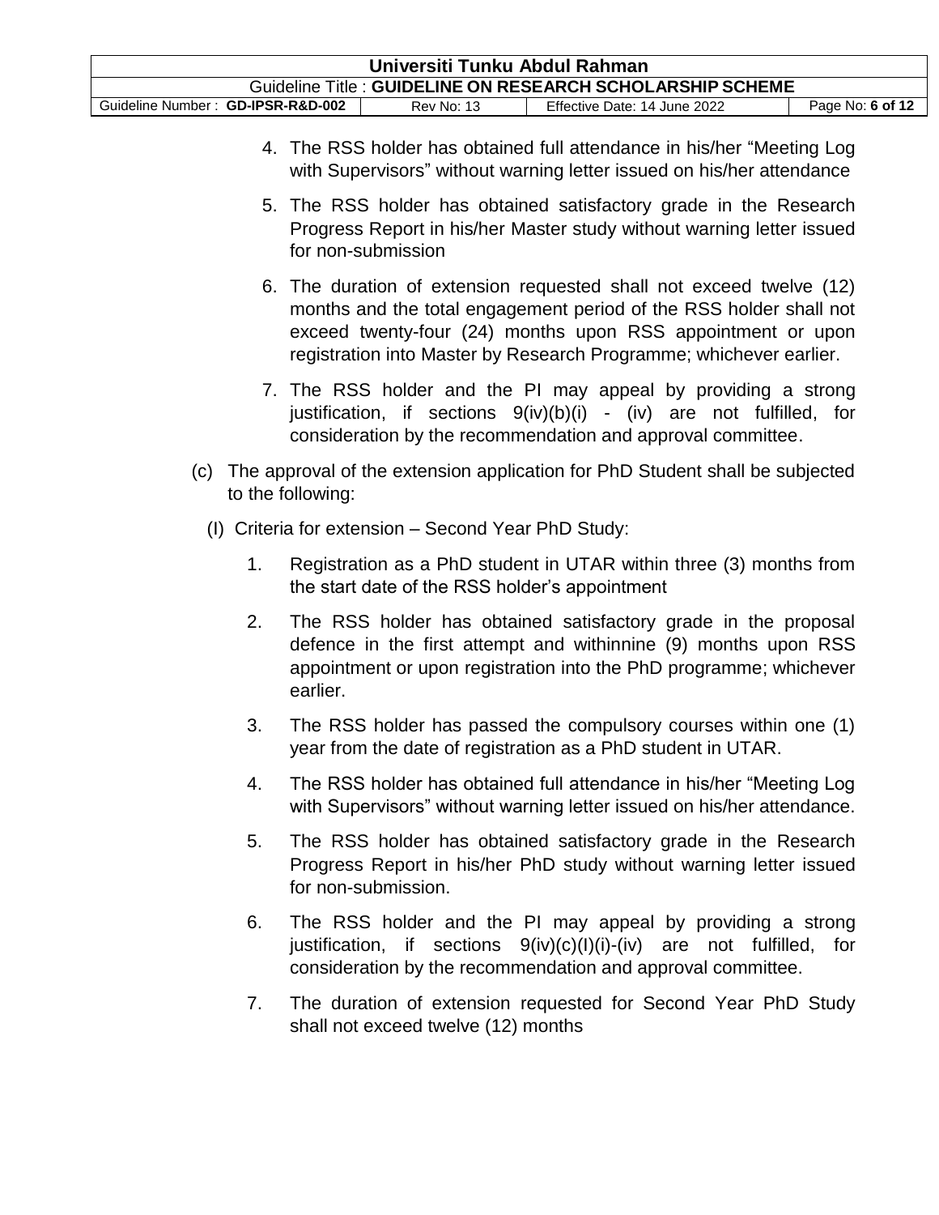4. The RSS holder has obtained full attendance in his/her "Meeting Log with Supervisors" without warning letter issued on his/her attendance

5. The RSS holder has obtained satisfactory grade in the Research Progress Report in his/her Master study without warning letter issued for non-submission

6. The duration of extension requested shall not exceed twelve (12) months and the total engagement period of the RSS holder shall not exceed twenty-four (24) months upon RSS appointment or upon registration into Master by Research Programme; whichever earlier.

7. The RSS holder and the PI may appeal by providing a strong justification, if sections 9(iv)(b)(i) - (iv) are not fulfilled, for consideration by the recommendation and approval committee.

(c) The approval of the extension application for PhD Student shall be subjected to the following:

(I) Criteria for extension – Second Year PhD Study:

1. Registration as a PhD student in UTAR within three (3) months from the start date of the RSS holder's appointment

2. The RSS holder has obtained satisfactory grade in the proposal defence in the first attempt and withinnine (9) months upon RSS appointment or upon registration into the PhD programme; whichever earlier.

3. The RSS holder has passed the compulsory courses within one (1) year from the date of registration as a PhD student in UTAR.

4. The RSS holder has obtained full attendance in his/her "Meeting Log with Supervisors" without warning letter issued on his/her attendance.

5. The RSS holder has obtained satisfactory grade in the Research Progress Report in his/her PhD study without warning letter issued for non-submission.

6. The RSS holder and the PI may appeal by providing a strong justification, if sections 9(iv)(c)(I)(i)-(iv) are not fulfilled, for consideration by the recommendation and approval committee.

7. The duration of extension requested for Second Year PhD Study shall not exceed twelve (12) months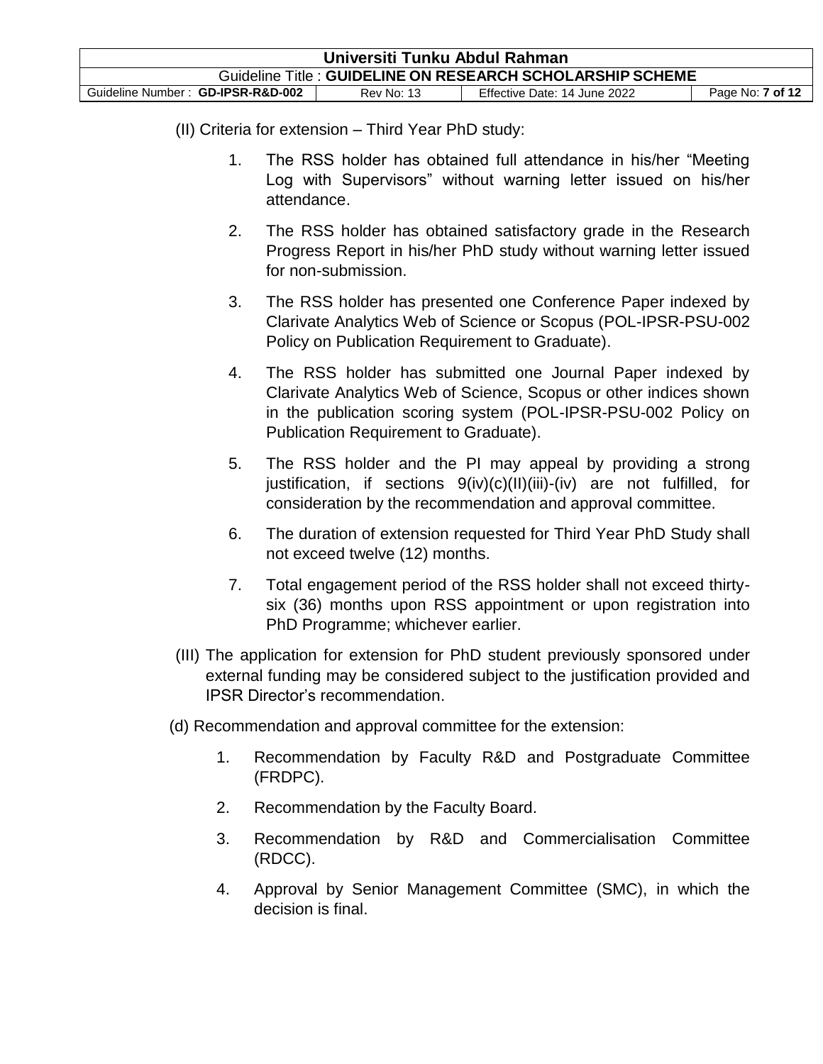(II) Criteria for extension – Third Year PhD study:

1. The RSS holder has obtained full attendance in his/her "Meeting Log with Supervisors" without warning letter issued on his/her attendance.

2. The RSS holder has obtained satisfactory grade in the Research Progress Report in his/her PhD study without warning letter issued for non-submission.

3. The RSS holder has presented one Conference Paper indexed by Clarivate Analytics Web of Science or Scopus (POL-IPSR-PSU-002 Policy on Publication Requirement to Graduate).

4. The RSS holder has submitted one Journal Paper indexed by Clarivate Analytics Web of Science, Scopus or other indices shown in the publication scoring system (POL-IPSR-PSU-002 Policy on Publication Requirement to Graduate).

5. The RSS holder and the PI may appeal by providing a strong justification, if sections 9(iv)(c)(II)(iii)-(iv) are not fulfilled, for consideration by the recommendation and approval committee.

6. The duration of extension requested for Third Year PhD Study shall not exceed twelve (12) months.

7. Total engagement period of the RSS holder shall not exceed thirty-six (36) months upon RSS appointment or upon registration into PhD Programme; whichever earlier.

(III) The application for extension for PhD student previously sponsored under external funding may be considered subject to the justification provided and IPSR Director's recommendation.

(d) Recommendation and approval committee for the extension:

1. Recommendation by Faculty R&D and Postgraduate Committee (FRDPC).

2. Recommendation by the Faculty Board.

3. Recommendation by R&D and Commercialisation Committee (RDCC).

4. Approval by Senior Management Committee (SMC), in which the decision is final.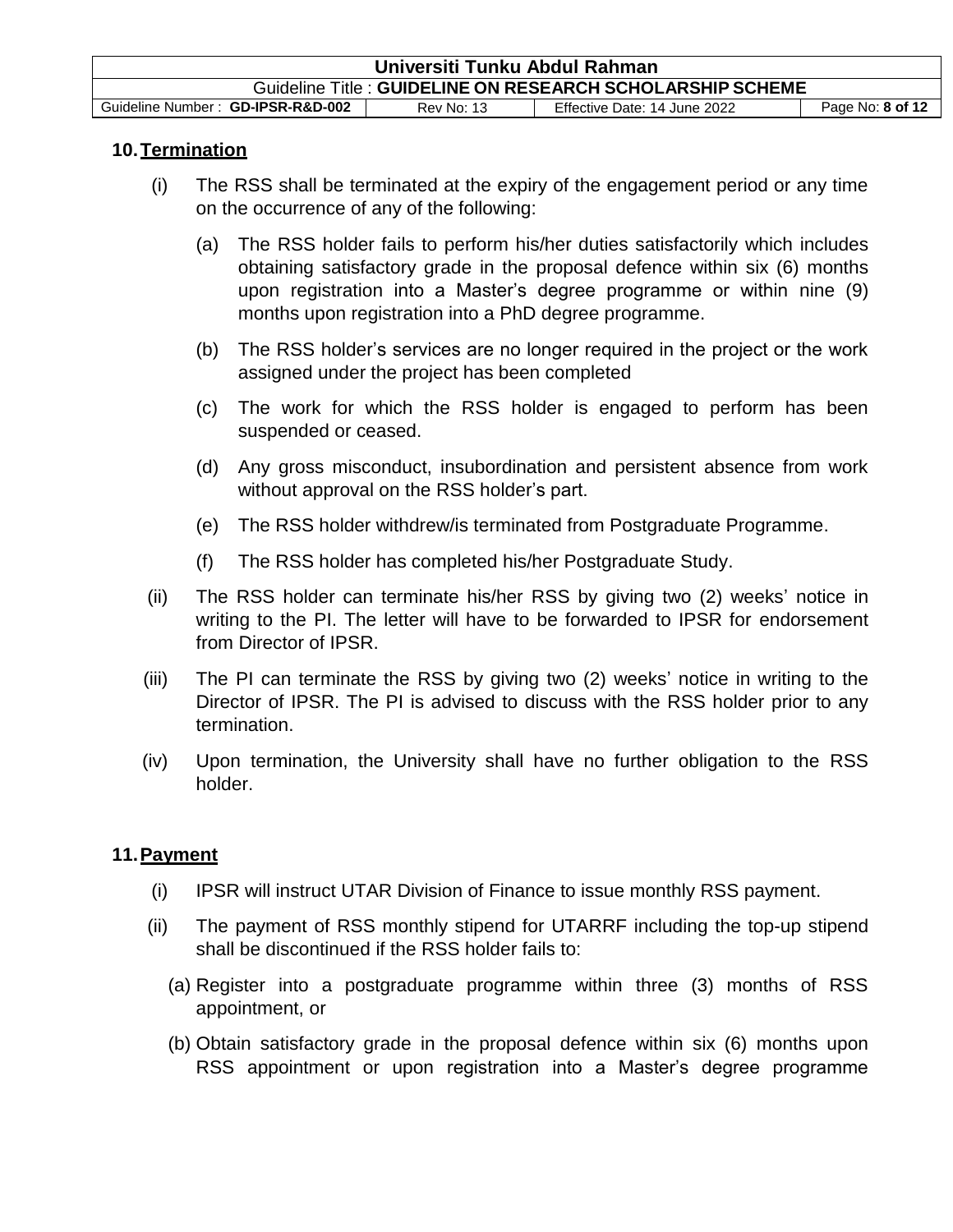## 10. Termination

(i) The RSS shall be terminated at the expiry of the engagement period or any time on the occurrence of any of the following:

   (a) The RSS holder fails to perform his/her duties satisfactorily which includes obtaining satisfactory grade in the proposal defence within six (6) months upon registration into a Master's degree programme or within nine (9) months upon registration into a PhD degree programme.

   (b) The RSS holder's services are no longer required in the project or the work assigned under the project has been completed

   (c) The work for which the RSS holder is engaged to perform has been suspended or ceased.

   (d) Any gross misconduct, insubordination and persistent absence from work without approval on the RSS holder's part.

   (e) The RSS holder withdrew/is terminated from Postgraduate Programme.

   (f) The RSS holder has completed his/her Postgraduate Study.

(ii) The RSS holder can terminate his/her RSS by giving two (2) weeks' notice in writing to the PI. The letter will have to be forwarded to IPSR for endorsement from Director of IPSR.

(iii) The PI can terminate the RSS by giving two (2) weeks' notice in writing to the Director of IPSR. The PI is advised to discuss with the RSS holder prior to any termination.

(iv) Upon termination, the University shall have no further obligation to the RSS holder.

## 11. Payment

(i) IPSR will instruct UTAR Division of Finance to issue monthly RSS payment.

(ii) The payment of RSS monthly stipend for UTARRF including the top-up stipend shall be discontinued if the RSS holder fails to:

   (a) Register into a postgraduate programme within three (3) months of RSS appointment, or

   (b) Obtain satisfactory grade in the proposal defence within six (6) months upon RSS appointment or upon registration into a Master's degree programme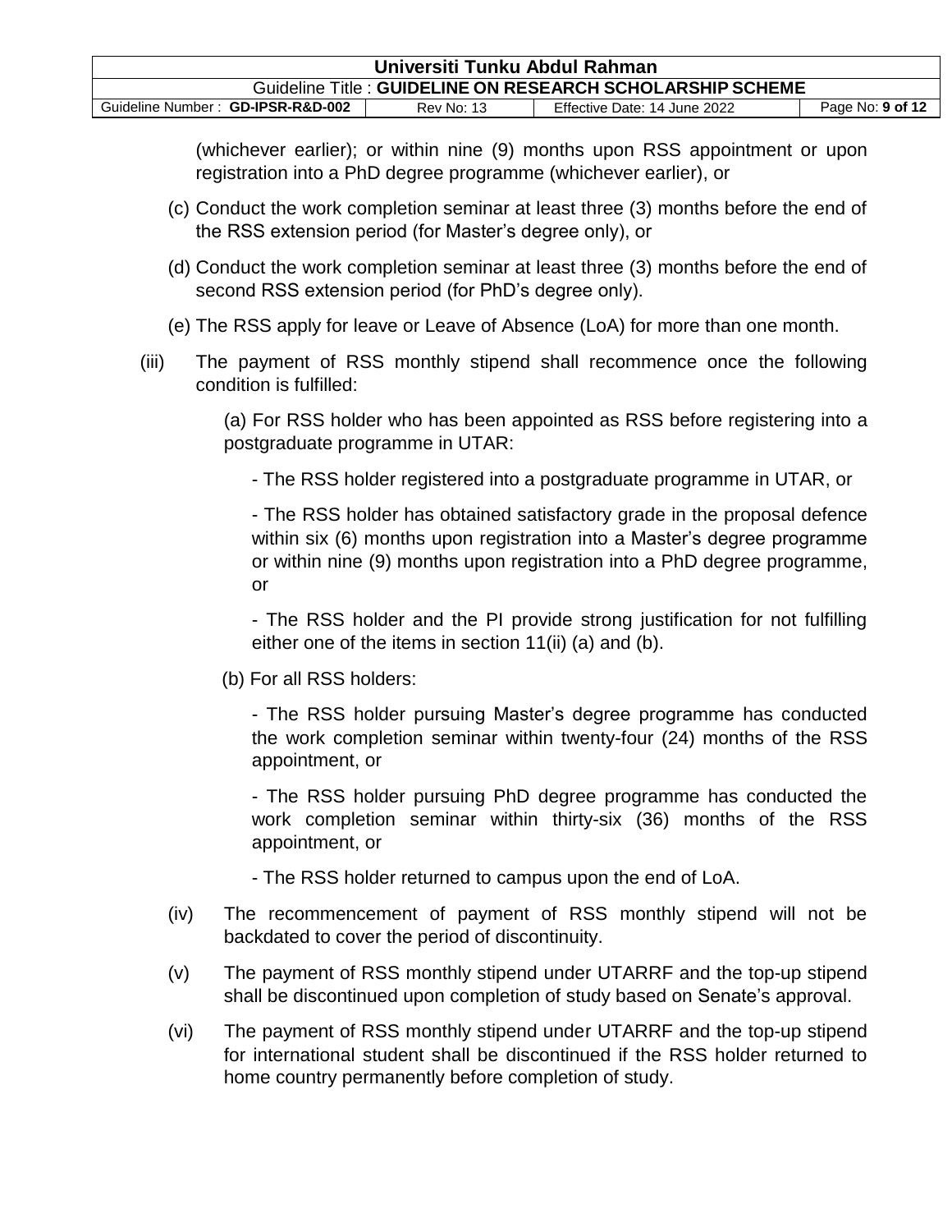(whichever earlier); or within nine (9) months upon RSS appointment or upon registration into a PhD degree programme (whichever earlier), or

(c) Conduct the work completion seminar at least three (3) months before the end of the RSS extension period (for Master's degree only), or

(d) Conduct the work completion seminar at least three (3) months before the end of second RSS extension period (for PhD's degree only).

(e) The RSS apply for leave or Leave of Absence (LoA) for more than one month.

(iii) The payment of RSS monthly stipend shall recommence once the following condition is fulfilled:

(a) For RSS holder who has been appointed as RSS before registering into a postgraduate programme in UTAR:

- The RSS holder registered into a postgraduate programme in UTAR, or

- The RSS holder has obtained satisfactory grade in the proposal defence within six (6) months upon registration into a Master's degree programme or within nine (9) months upon registration into a PhD degree programme, or

- The RSS holder and the PI provide strong justification for not fulfilling either one of the items in section 11(ii) (a) and (b).

(b) For all RSS holders:

- The RSS holder pursuing Master's degree programme has conducted the work completion seminar within twenty-four (24) months of the RSS appointment, or

- The RSS holder pursuing PhD degree programme has conducted the work completion seminar within thirty-six (36) months of the RSS appointment, or

- The RSS holder returned to campus upon the end of LoA.

(iv) The recommencement of payment of RSS monthly stipend will not be backdated to cover the period of discontinuity.

(v) The payment of RSS monthly stipend under UTARRF and the top-up stipend shall be discontinued upon completion of study based on Senate's approval.

(vi) The payment of RSS monthly stipend under UTARRF and the top-up stipend for international student shall be discontinued if the RSS holder returned to home country permanently before completion of study.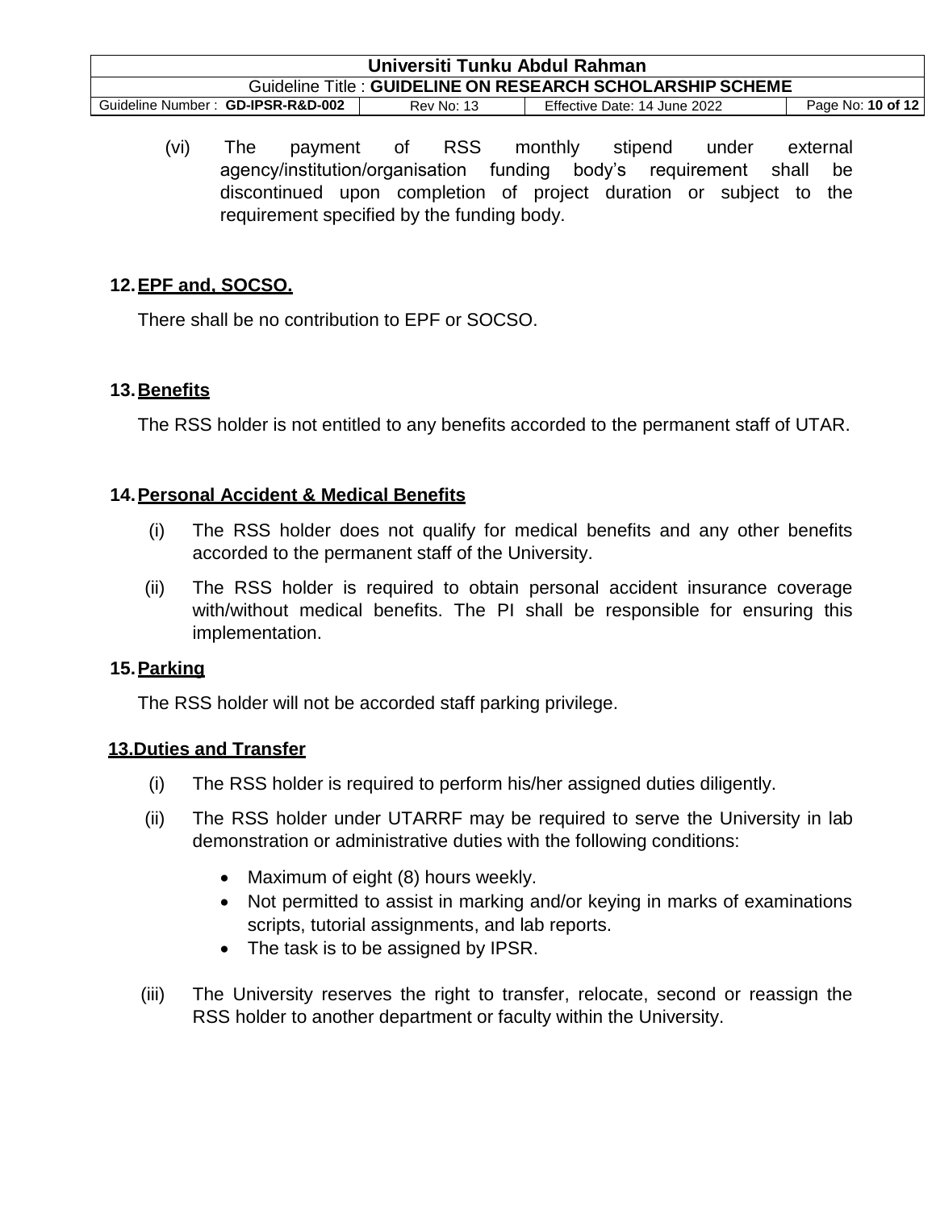(vi) The payment of RSS monthly stipend under external agency/institution/organisation funding body's requirement shall be discontinued upon completion of project duration or subject to the requirement specified by the funding body.

## 12. EPF and, SOCSO.

There shall be no contribution to EPF or SOCSO.

## 13. Benefits

The RSS holder is not entitled to any benefits accorded to the permanent staff of UTAR.

## 14. Personal Accident & Medical Benefits

(i) The RSS holder does not qualify for medical benefits and any other benefits accorded to the permanent staff of the University.

(ii) The RSS holder is required to obtain personal accident insurance coverage with/without medical benefits. The PI shall be responsible for ensuring this implementation.

## 15. Parking

The RSS holder will not be accorded staff parking privilege.

## 13. Duties and Transfer

(i) The RSS holder is required to perform his/her assigned duties diligently.

(ii) The RSS holder under UTARRF may be required to serve the University in lab demonstration or administrative duties with the following conditions:

- Maximum of eight (8) hours weekly.
- Not permitted to assist in marking and/or keying in marks of examinations scripts, tutorial assignments, and lab reports.
- The task is to be assigned by IPSR.

(iii) The University reserves the right to transfer, relocate, second or reassign the RSS holder to another department or faculty within the University.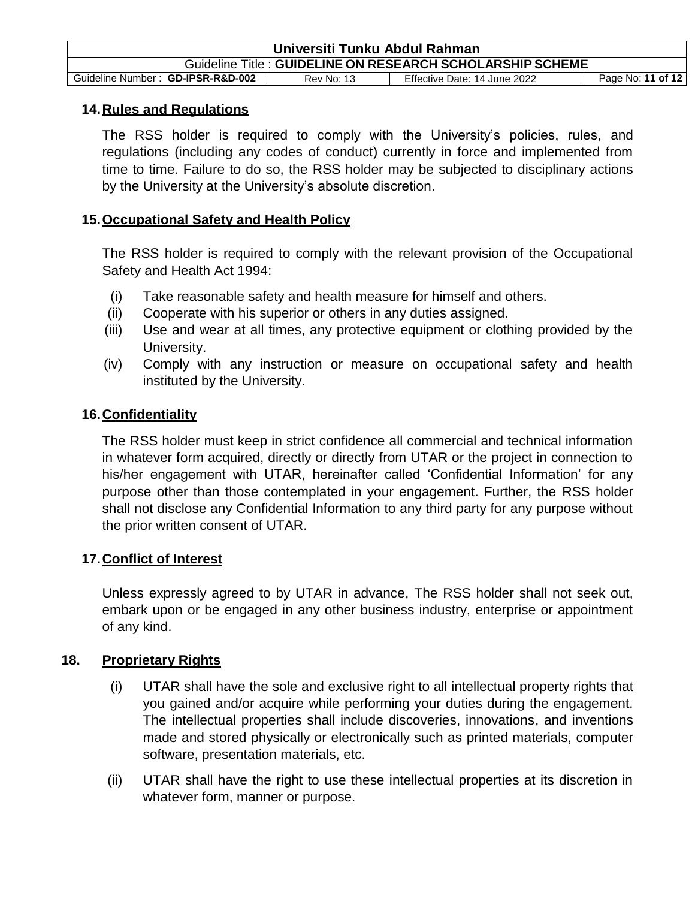## 14. Rules and Regulations

The RSS holder is required to comply with the University's policies, rules, and regulations (including any codes of conduct) currently in force and implemented from time to time. Failure to do so, the RSS holder may be subjected to disciplinary actions by the University at the University's absolute discretion.

## 15. Occupational Safety and Health Policy

The RSS holder is required to comply with the relevant provision of the Occupational Safety and Health Act 1994:

(i) Take reasonable safety and health measure for himself and others.
(ii) Cooperate with his superior or others in any duties assigned.
(iii) Use and wear at all times, any protective equipment or clothing provided by the University.
(iv) Comply with any instruction or measure on occupational safety and health instituted by the University.

## 16. Confidentiality

The RSS holder must keep in strict confidence all commercial and technical information in whatever form acquired, directly or directly from UTAR or the project in connection to his/her engagement with UTAR, hereinafter called 'Confidential Information' for any purpose other than those contemplated in your engagement. Further, the RSS holder shall not disclose any Confidential Information to any third party for any purpose without the prior written consent of UTAR.

## 17. Conflict of Interest

Unless expressly agreed to by UTAR in advance, The RSS holder shall not seek out, embark upon or be engaged in any other business industry, enterprise or appointment of any kind.

## 18. Proprietary Rights

(i) UTAR shall have the sole and exclusive right to all intellectual property rights that you gained and/or acquire while performing your duties during the engagement. The intellectual properties shall include discoveries, innovations, and inventions made and stored physically or electronically such as printed materials, computer software, presentation materials, etc.

(ii) UTAR shall have the right to use these intellectual properties at its discretion in whatever form, manner or purpose.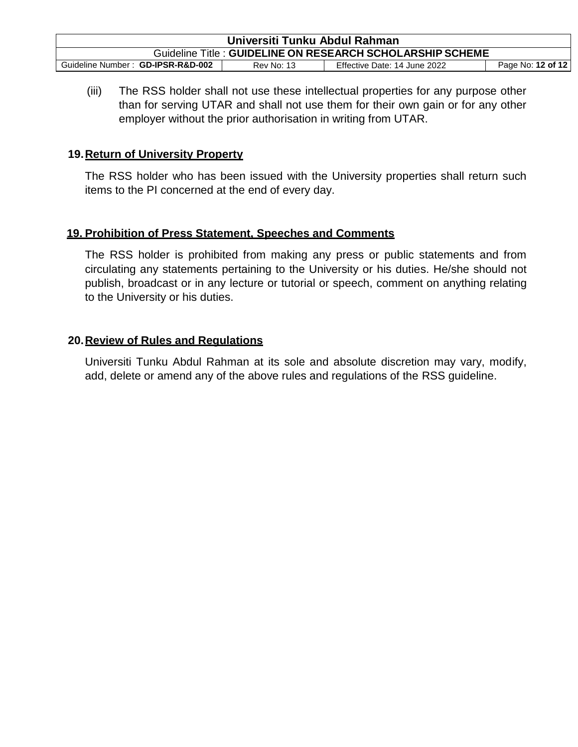(iii) The RSS holder shall not use these intellectual properties for any purpose other than for serving UTAR and shall not use them for their own gain or for any other employer without the prior authorisation in writing from UTAR.

## 19. Return of University Property

The RSS holder who has been issued with the University properties shall return such items to the PI concerned at the end of every day.

## 19. Prohibition of Press Statement, Speeches and Comments

The RSS holder is prohibited from making any press or public statements and from circulating any statements pertaining to the University or his duties. He/she should not publish, broadcast or in any lecture or tutorial or speech, comment on anything relating to the University or his duties.

## 20. Review of Rules and Regulations

Universiti Tunku Abdul Rahman at its sole and absolute discretion may vary, modify, add, delete or amend any of the above rules and regulations of the RSS guideline.